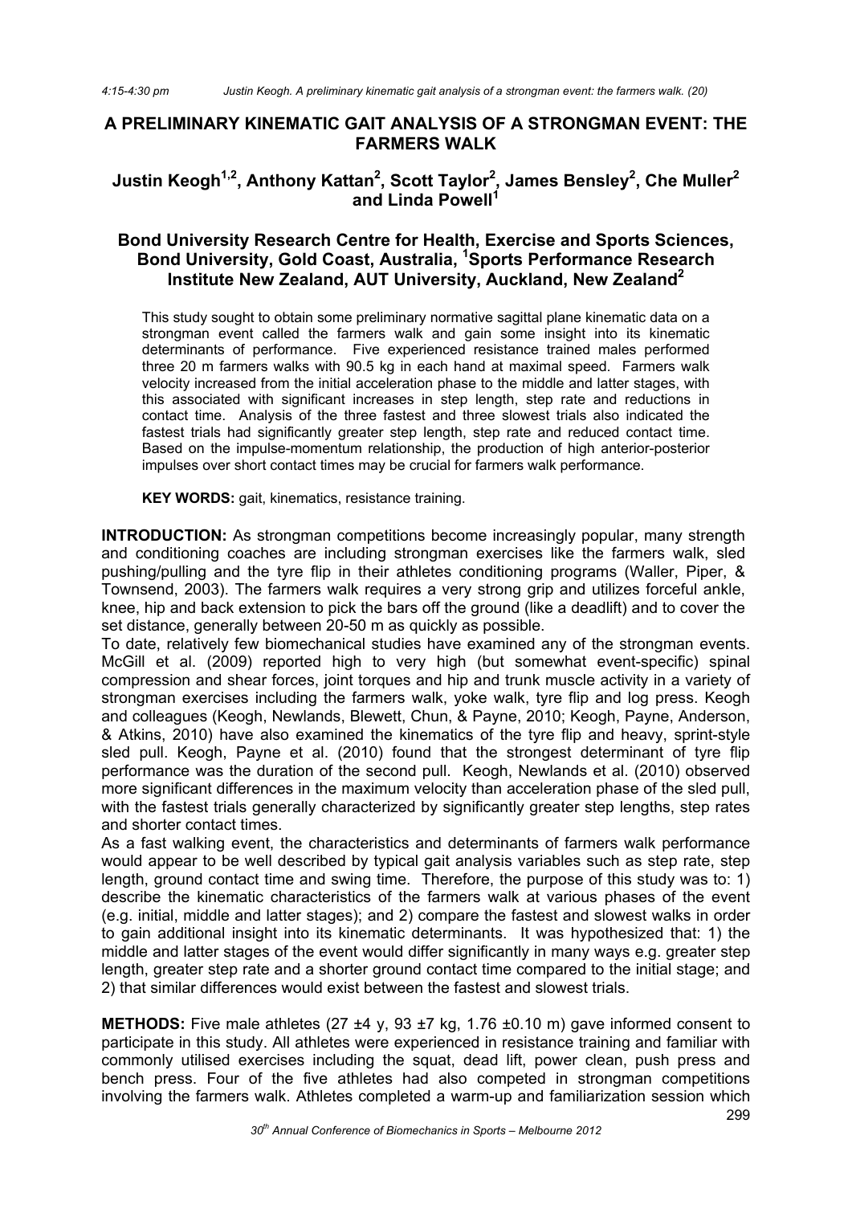# A PRELIMINARY KINEMATIC GAIT ANALYSIS OF A STRONGMAN EVENT: THE FARMERS WALK

## Justin Keogh[1,2], Anthony Kattan[2], Scott Taylor[2], James Bensley[2], Che Muller[2] and Linda Powell[1]

### Bond University Research Centre for Health, Exercise and Sports Sciences, Bond University, Gold Coast, Australia, [1]Sports Performance Research Institute New Zealand, AUT University, Auckland, New Zealand[2]

This study sought to obtain some preliminary normative sagittal plane kinematic data on a strongman event called the farmers walk and gain some insight into its kinematic determinants of performance. Five experienced resistance trained males performed three 20 m farmers walks with 90.5 kg in each hand at maximal speed. Farmers walk velocity increased from the initial acceleration phase to the middle and latter stages, with this associated with significant increases in step length, step rate and reductions in contact time. Analysis of the three fastest and three slowest trials also indicated the fastest trials had significantly greater step length, step rate and reduced contact time. Based on the impulse-momentum relationship, the production of high anterior-posterior impulses over short contact times may be crucial for farmers walk performance.

**KEY WORDS:** gait, kinematics, resistance training.

**INTRODUCTION:** As strongman competitions become increasingly popular, many strength and conditioning coaches are including strongman exercises like the farmers walk, sled pushing/pulling and the tyre flip in their athletes conditioning programs (Waller, Piper, & Townsend, 2003). The farmers walk requires a very strong grip and utilizes forceful ankle, knee, hip and back extension to pick the bars off the ground (like a deadlift) and to cover the set distance, generally between 20-50 m as quickly as possible.

To date, relatively few biomechanical studies have examined any of the strongman events. McGill et al. (2009) reported high to very high (but somewhat event-specific) spinal compression and shear forces, joint torques and hip and trunk muscle activity in a variety of strongman exercises including the farmers walk, yoke walk, tyre flip and log press. Keogh and colleagues (Keogh, Newlands, Blewett, Chun, & Payne, 2010; Keogh, Payne, Anderson, & Atkins, 2010) have also examined the kinematics of the tyre flip and heavy, sprint-style sled pull. Keogh, Payne et al. (2010) found that the strongest determinant of tyre flip performance was the duration of the second pull. Keogh, Newlands et al. (2010) observed more significant differences in the maximum velocity than acceleration phase of the sled pull, with the fastest trials generally characterized by significantly greater step lengths, step rates and shorter contact times.

As a fast walking event, the characteristics and determinants of farmers walk performance would appear to be well described by typical gait analysis variables such as step rate, step length, ground contact time and swing time. Therefore, the purpose of this study was to: 1) describe the kinematic characteristics of the farmers walk at various phases of the event (e.g. initial, middle and latter stages); and 2) compare the fastest and slowest walks in order to gain additional insight into its kinematic determinants. It was hypothesized that: 1) the middle and latter stages of the event would differ significantly in many ways e.g. greater step length, greater step rate and a shorter ground contact time compared to the initial stage; and 2) that similar differences would exist between the fastest and slowest trials.

**METHODS:** Five male athletes (27 ±4 y, 93 ±7 kg, 1.76 ±0.10 m) gave informed consent to participate in this study. All athletes were experienced in resistance training and familiar with commonly utilised exercises including the squat, dead lift, power clean, push press and bench press. Four of the five athletes had also competed in strongman competitions involving the farmers walk. Athletes completed a warm-up and familiarization session which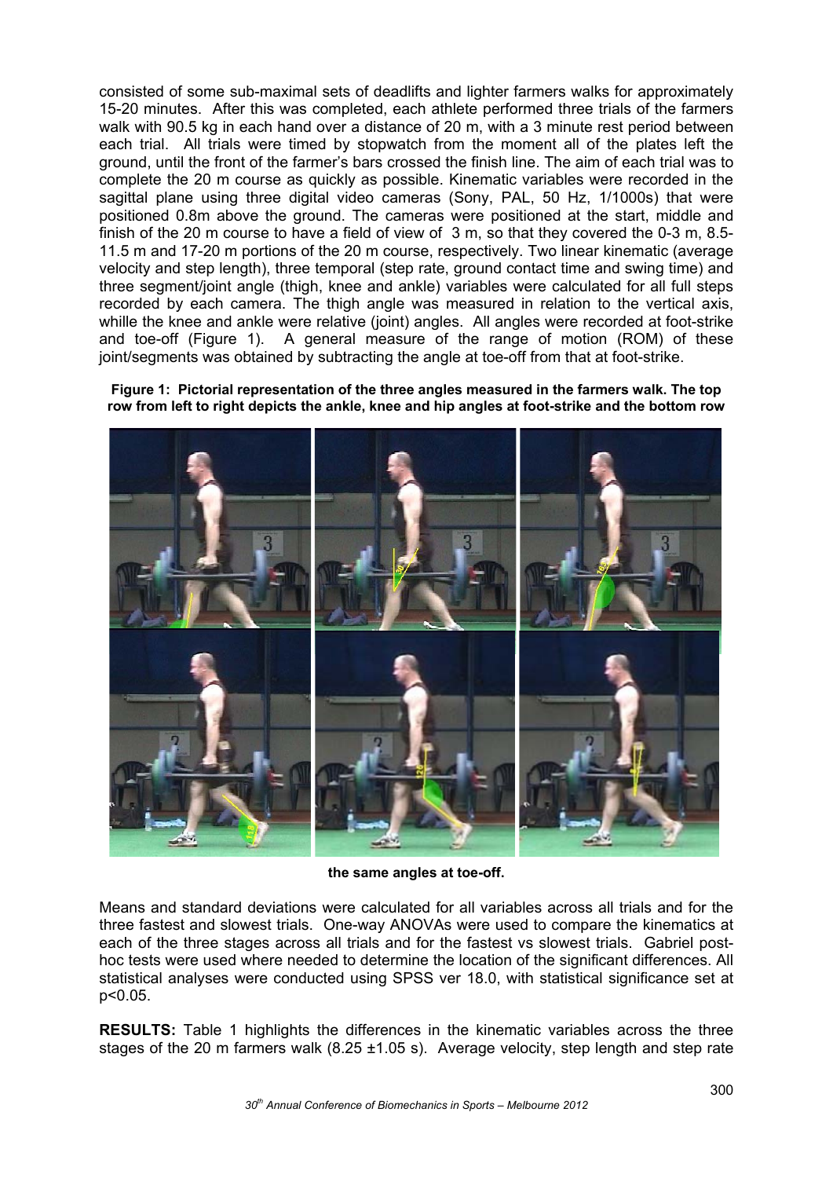consisted of some sub-maximal sets of deadlifts and lighter farmers walks for approximately 15-20 minutes. After this was completed, each athlete performed three trials of the farmers walk with 90.5 kg in each hand over a distance of 20 m, with a 3 minute rest period between each trial. All trials were timed by stopwatch from the moment all of the plates left the ground, until the front of the farmer's bars crossed the finish line. The aim of each trial was to complete the 20 m course as quickly as possible. Kinematic variables were recorded in the sagittal plane using three digital video cameras (Sony, PAL, 50 Hz, 1/1000s) that were positioned 0.8m above the ground. The cameras were positioned at the start, middle and finish of the 20 m course to have a field of view of 3 m, so that they covered the 0-3 m, 8.5-11.5 m and 17-20 m portions of the 20 m course, respectively. Two linear kinematic (average velocity and step length), three temporal (step rate, ground contact time and swing time) and three segment/joint angle (thigh, knee and ankle) variables were calculated for all full steps recorded by each camera. The thigh angle was measured in relation to the vertical axis, whille the knee and ankle were relative (joint) angles. All angles were recorded at foot-strike and toe-off (Figure 1). A general measure of the range of motion (ROM) of these joint/segments was obtained by subtracting the angle at toe-off from that at foot-strike.

**Figure 1: Pictorial representation of the three angles measured in the farmers walk. The top row from left to right depicts the ankle, knee and hip angles at foot-strike and the bottom row the same angles at toe-off.**

Means and standard deviations were calculated for all variables across all trials and for the three fastest and slowest trials. One-way ANOVAs were used to compare the kinematics at each of the three stages across all trials and for the fastest vs slowest trials. Gabriel post-hoc tests were used where needed to determine the location of the significant differences. All statistical analyses were conducted using SPSS ver 18.0, with statistical significance set at $p<0.05$.

**RESULTS:** Table 1 highlights the differences in the kinematic variables across the three stages of the 20 m farmers walk (8.25 ±1.05 s). Average velocity, step length and step rate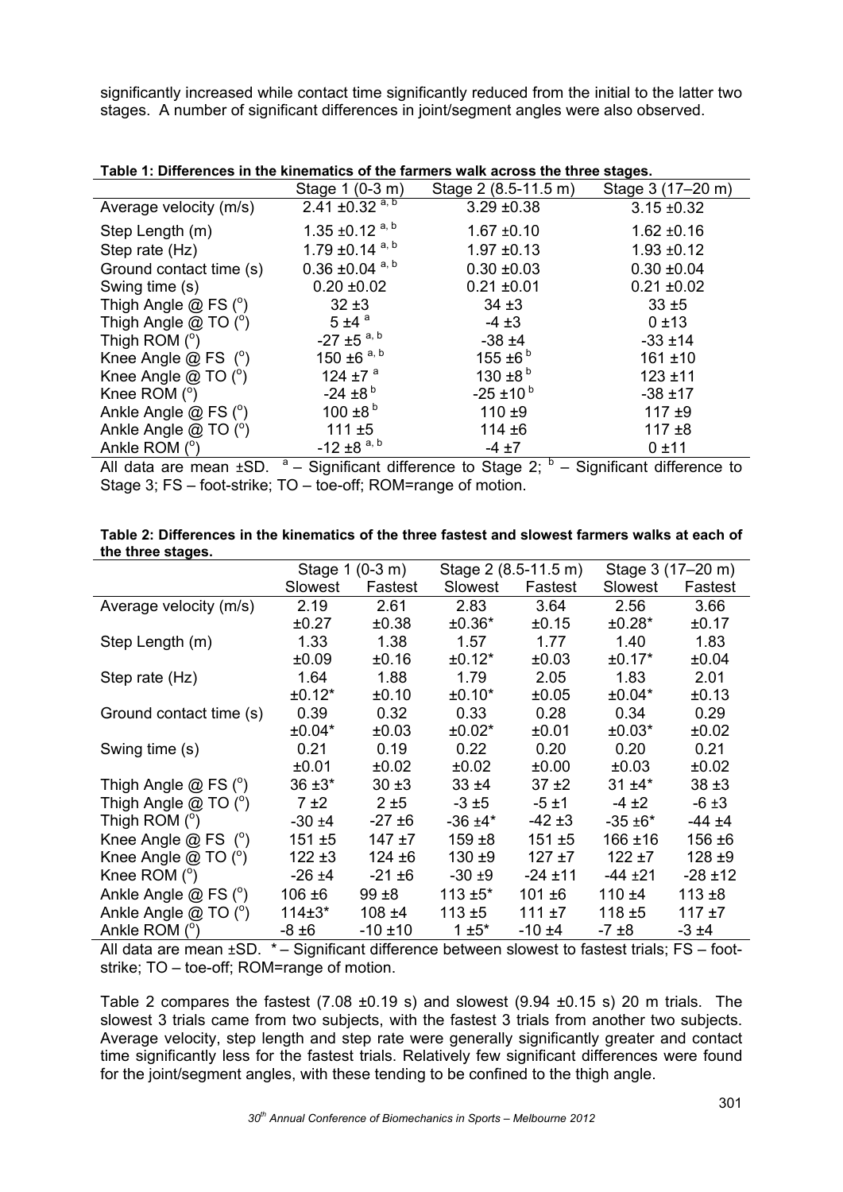significantly increased while contact time significantly reduced from the initial to the latter two stages. A number of significant differences in joint/segment angles were also observed.

**Table 1: Differences in the kinematics of the farmers walk across the three stages.**

| | Stage 1 (0-3 m) | Stage 2 (8.5-11.5 m) | Stage 3 (17–20 m) |
|---|---|---|---|
| Average velocity (m/s) | 2.41 ±0.32 [a, b] | 3.29 ±0.38 | 3.15 ±0.32 |
| Step Length (m) | 1.35 ±0.12 [a, b] | 1.67 ±0.10 | 1.62 ±0.16 |
| Step rate (Hz) | 1.79 ±0.14 [a, b] | 1.97 ±0.13 | 1.93 ±0.12 |
| Ground contact time (s) | 0.36 ±0.04 [a, b] | 0.30 ±0.03 | 0.30 ±0.04 |
| Swing time (s) | 0.20 ±0.02 | 0.21 ±0.01 | 0.21 ±0.02 |
| Thigh Angle @ FS (°) | 32 ±3 | 34 ±3 | 33 ±5 |
| Thigh Angle @ TO (°) | 5 ±4 [a] | -4 ±3 | 0 ±13 |
| Thigh ROM (°) | -27 ±5 [a, b] | -38 ±4 | -33 ±14 |
| Knee Angle @ FS (°) | 150 ±6 [a, b] | 155 ±6 [b] | 161 ±10 |
| Knee Angle @ TO (°) | 124 ±7 [a] | 130 ±8 [b] | 123 ±11 |
| Knee ROM (°) | -24 ±8 [b] | -25 ±10 [b] | -38 ±17 |
| Ankle Angle @ FS (°) | 100 ±8 [b] | 110 ±9 | 117 ±9 |
| Ankle Angle @ TO (°) | 111 ±5 | 114 ±6 | 117 ±8 |
| Ankle ROM (°) | -12 ±8 [a, b] | -4 ±7 | 0 ±11 |

All data are mean ±SD. [a] – Significant difference to Stage 2; [b] – Significant difference to Stage 3; FS – foot-strike; TO – toe-off; ROM=range of motion.

**Table 2: Differences in the kinematics of the three fastest and slowest farmers walks at each of the three stages.**

| | Stage 1 (0-3 m) | | Stage 2 (8.5-11.5 m) | | Stage 3 (17–20 m) | |
|---|---|---|---|---|---|---|
| | Slowest | Fastest | Slowest | Fastest | Slowest | Fastest |
| Average velocity (m/s) | 2.19 ±0.27 | 2.61 ±0.38 | 2.83 ±0.36* | 3.64 ±0.15 | 2.56 ±0.28* | 3.66 ±0.17 |
| Step Length (m) | 1.33 ±0.09 | 1.38 ±0.16 | 1.57 ±0.12* | 1.77 ±0.03 | 1.40 ±0.17* | 1.83 ±0.04 |
| Step rate (Hz) | 1.64 ±0.12* | 1.88 ±0.10 | 1.79 ±0.10* | 2.05 ±0.05 | 1.83 ±0.04* | 2.01 ±0.13 |
| Ground contact time (s) | 0.39 ±0.04* | 0.32 ±0.03 | 0.33 ±0.02* | 0.28 ±0.01 | 0.34 ±0.03* | 0.29 ±0.02 |
| Swing time (s) | 0.21 ±0.01 | 0.19 ±0.02 | 0.22 ±0.02 | 0.20 ±0.00 | 0.20 ±0.03 | 0.21 ±0.02 |
| Thigh Angle @ FS (°) | 36 ±3* | 30 ±3 | 33 ±4 | 37 ±2 | 31 ±4* | 38 ±3 |
| Thigh Angle @ TO (°) | 7 ±2 | 2 ±5 | -3 ±5 | -5 ±1 | -4 ±2 | -6 ±3 |
| Thigh ROM (°) | -30 ±4 | -27 ±6 | -36 ±4* | -42 ±3 | -35 ±6* | -44 ±4 |
| Knee Angle @ FS (°) | 151 ±5 | 147 ±7 | 159 ±8 | 151 ±5 | 166 ±16 | 156 ±6 |
| Knee Angle @ TO (°) | 122 ±3 | 124 ±6 | 130 ±9 | 127 ±7 | 122 ±7 | 128 ±9 |
| Knee ROM (°) | -26 ±4 | -21 ±6 | -30 ±9 | -24 ±11 | -44 ±21 | -28 ±12 |
| Ankle Angle @ FS (°) | 106 ±6 | 99 ±8 | 113 ±5* | 101 ±6 | 110 ±4 | 113 ±8 |
| Ankle Angle @ TO (°) | 114±3* | 108 ±4 | 113 ±5 | 111 ±7 | 118 ±5 | 117 ±7 |
| Ankle ROM (°) | -8 ±6 | -10 ±10 | 1 ±5* | -10 ±4 | -7 ±8 | -3 ±4 |

All data are mean ±SD. * – Significant difference between slowest to fastest trials; FS – foot-strike; TO – toe-off; ROM=range of motion.

Table 2 compares the fastest (7.08 ±0.19 s) and slowest (9.94 ±0.15 s) 20 m trials. The slowest 3 trials came from two subjects, with the fastest 3 trials from another two subjects. Average velocity, step length and step rate were generally significantly greater and contact time significantly less for the fastest trials. Relatively few significant differences were found for the joint/segment angles, with these tending to be confined to the thigh angle.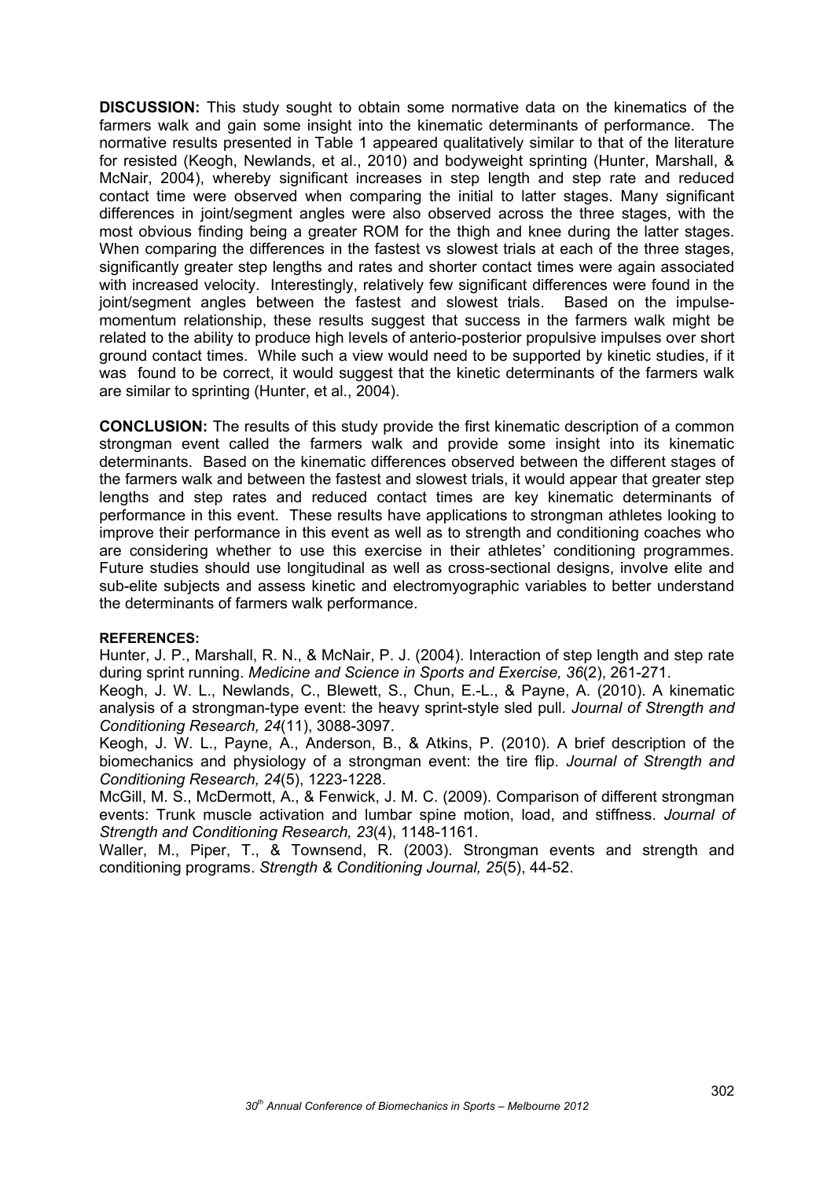**DISCUSSION:** This study sought to obtain some normative data on the kinematics of the farmers walk and gain some insight into the kinematic determinants of performance. The normative results presented in Table 1 appeared qualitatively similar to that of the literature for resisted (Keogh, Newlands, et al., 2010) and bodyweight sprinting (Hunter, Marshall, & McNair, 2004), whereby significant increases in step length and step rate and reduced contact time were observed when comparing the initial to latter stages. Many significant differences in joint/segment angles were also observed across the three stages, with the most obvious finding being a greater ROM for the thigh and knee during the latter stages. When comparing the differences in the fastest vs slowest trials at each of the three stages, significantly greater step lengths and rates and shorter contact times were again associated with increased velocity. Interestingly, relatively few significant differences were found in the joint/segment angles between the fastest and slowest trials. Based on the impulse-momentum relationship, these results suggest that success in the farmers walk might be related to the ability to produce high levels of anterio-posterior propulsive impulses over short ground contact times. While such a view would need to be supported by kinetic studies, if it was found to be correct, it would suggest that the kinetic determinants of the farmers walk are similar to sprinting (Hunter, et al., 2004).

**CONCLUSION:** The results of this study provide the first kinematic description of a common strongman event called the farmers walk and provide some insight into its kinematic determinants. Based on the kinematic differences observed between the different stages of the farmers walk and between the fastest and slowest trials, it would appear that greater step lengths and step rates and reduced contact times are key kinematic determinants of performance in this event. These results have applications to strongman athletes looking to improve their performance in this event as well as to strength and conditioning coaches who are considering whether to use this exercise in their athletes' conditioning programmes. Future studies should use longitudinal as well as cross-sectional designs, involve elite and sub-elite subjects and assess kinetic and electromyographic variables to better understand the determinants of farmers walk performance.

**REFERENCES:**

Hunter, J. P., Marshall, R. N., & McNair, P. J. (2004). Interaction of step length and step rate during sprint running. *Medicine and Science in Sports and Exercise, 36*(2), 261-271.

Keogh, J. W. L., Newlands, C., Blewett, S., Chun, E.-L., & Payne, A. (2010). A kinematic analysis of a strongman-type event: the heavy sprint-style sled pull. *Journal of Strength and Conditioning Research, 24*(11), 3088-3097.

Keogh, J. W. L., Payne, A., Anderson, B., & Atkins, P. (2010). A brief description of the biomechanics and physiology of a strongman event: the tire flip. *Journal of Strength and Conditioning Research, 24*(5), 1223-1228.

McGill, M. S., McDermott, A., & Fenwick, J. M. C. (2009). Comparison of different strongman events: Trunk muscle activation and lumbar spine motion, load, and stiffness. *Journal of Strength and Conditioning Research, 23*(4), 1148-1161.

Waller, M., Piper, T., & Townsend, R. (2003). Strongman events and strength and conditioning programs. *Strength & Conditioning Journal, 25*(5), 44-52.